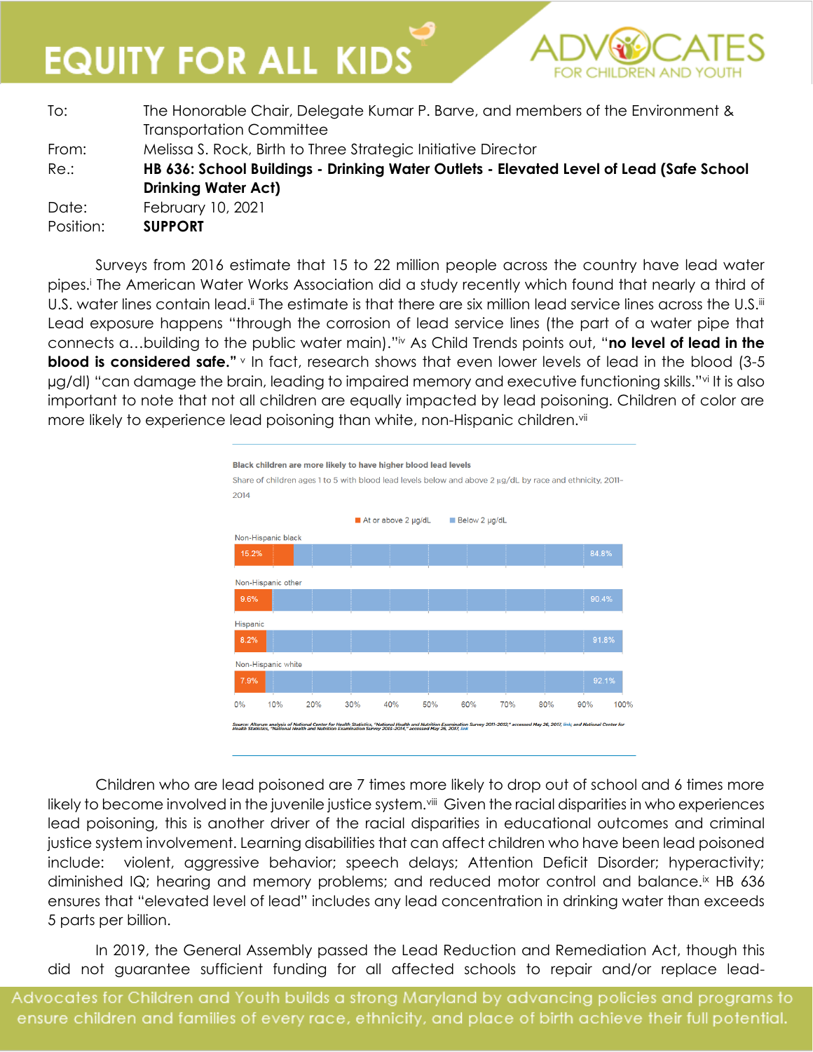| | |
|---|---|
| To: | The Honorable Chair, Delegate Kumar P. Barve, and members of the Environment & Transportation Committee |
| From: | Melissa S. Rock, Birth to Three Strategic Initiative Director |
| Re.: | **HB 636: School Buildings - Drinking Water Outlets - Elevated Level of Lead (Safe School Drinking Water Act)** |
| Date: | February 10, 2021 |
| Position: | **SUPPORT** |

Surveys from 2016 estimate that 15 to 22 million people across the country have lead water pipes.[i] The American Water Works Association did a study recently which found that nearly a third of U.S. water lines contain lead.[ii] The estimate is that there are six million lead service lines across the U.S.[iii] Lead exposure happens "through the corrosion of lead service lines (the part of a water pipe that connects a…building to the public water main)."[iv] As Child Trends points out, "**no level of lead in the blood is considered safe.**"[v] In fact, research shows that even lower levels of lead in the blood (3-5 μg/dl) "can damage the brain, leading to impaired memory and executive functioning skills."[vi] It is also important to note that not all children are equally impacted by lead poisoning. Children of color are more likely to experience lead poisoning than white, non-Hispanic children.[vii]

**Black children are more likely to have higher blood lead levels**

Share of children ages 1 to 5 with blood lead levels below and above 2 μg/dL by race and ethnicity, 2011-2014

| | At or above 2 μg/dL | Below 2 μg/dL |
|---|---|---|
| Non-Hispanic black | 15.2% | 84.8% |
| Non-Hispanic other | 9.6% | 90.4% |
| Hispanic | 8.2% | 91.8% |
| Non-Hispanic white | 7.9% | 92.1% |

Source: Altarum analysis of National Center for Health Statistics, "National Health and Nutrition Examination Survey 2011-2012," accessed May 26, 2017, link; and National Center for Health Statistics, "National Health and Nutrition Examination Survey 2013-2014," accessed May 26, 2017, link

Children who are lead poisoned are 7 times more likely to drop out of school and 6 times more likely to become involved in the juvenile justice system.[viii] Given the racial disparities in who experiences lead poisoning, this is another driver of the racial disparities in educational outcomes and criminal justice system involvement. Learning disabilities that can affect children who have been lead poisoned include: violent, aggressive behavior; speech delays; Attention Deficit Disorder; hyperactivity; diminished IQ; hearing and memory problems; and reduced motor control and balance.[ix] HB 636 ensures that "elevated level of lead" includes any lead concentration in drinking water than exceeds 5 parts per billion.

In 2019, the General Assembly passed the Lead Reduction and Remediation Act, though this did not guarantee sufficient funding for all affected schools to repair and/or replace lead-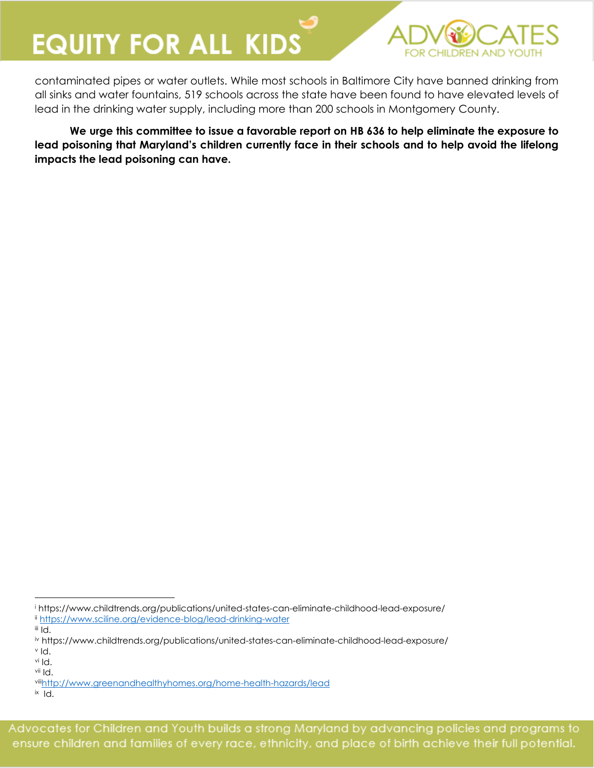contaminated pipes or water outlets. While most schools in Baltimore City have banned drinking from all sinks and water fountains, 519 schools across the state have been found to have elevated levels of lead in the drinking water supply, including more than 200 schools in Montgomery County.

**We urge this committee to issue a favorable report on HB 636 to help eliminate the exposure to lead poisoning that Maryland's children currently face in their schools and to help avoid the lifelong impacts the lead poisoning can have.**

---

[i] https://www.childtrends.org/publications/united-states-can-eliminate-childhood-lead-exposure/
[ii] https://www.sciline.org/evidence-blog/lead-drinking-water
[iii] Id.
[iv] https://www.childtrends.org/publications/united-states-can-eliminate-childhood-lead-exposure/
[v] Id.
[vi] Id.
[vii] Id.
[viii] http://www.greenandhealthyhomes.org/home-health-hazards/lead
[ix] Id.